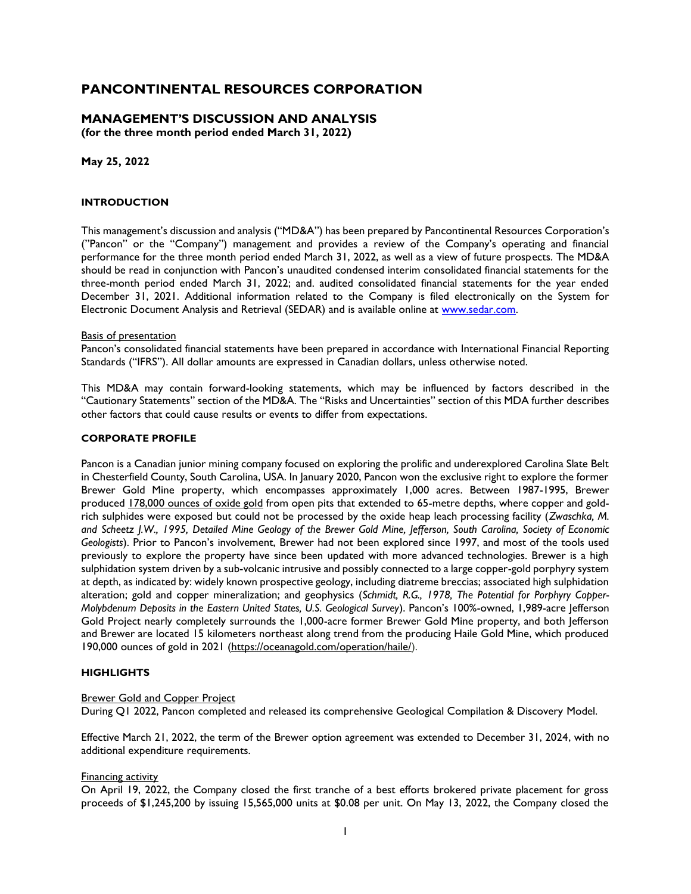# PANCONTINENTAL RESOURCES CORPORATION

## MANAGEMENT'S DISCUSSION AND ANALYSIS
**(for the three month period ended March 31, 2022)**

**May 25, 2022**

### INTRODUCTION

This management's discussion and analysis ("MD&A") has been prepared by Pancontinental Resources Corporation's ("Pancon" or the "Company") management and provides a review of the Company's operating and financial performance for the three month period ended March 31, 2022, as well as a view of future prospects. The MD&A should be read in conjunction with Pancon's unaudited condensed interim consolidated financial statements for the three-month period ended March 31, 2022; and. audited consolidated financial statements for the year ended December 31, 2021. Additional information related to the Company is filed electronically on the System for Electronic Document Analysis and Retrieval (SEDAR) and is available online at www.sedar.com.

Basis of presentation
Pancon's consolidated financial statements have been prepared in accordance with International Financial Reporting Standards ("IFRS"). All dollar amounts are expressed in Canadian dollars, unless otherwise noted.

This MD&A may contain forward-looking statements, which may be influenced by factors described in the "Cautionary Statements" section of the MD&A. The "Risks and Uncertainties" section of this MDA further describes other factors that could cause results or events to differ from expectations.

### CORPORATE PROFILE

Pancon is a Canadian junior mining company focused on exploring the prolific and underexplored Carolina Slate Belt in Chesterfield County, South Carolina, USA. In January 2020, Pancon won the exclusive right to explore the former Brewer Gold Mine property, which encompasses approximately 1,000 acres. Between 1987-1995, Brewer produced 178,000 ounces of oxide gold from open pits that extended to 65-metre depths, where copper and gold-rich sulphides were exposed but could not be processed by the oxide heap leach processing facility (*Zwaschka, M. and Scheetz J.W., 1995, Detailed Mine Geology of the Brewer Gold Mine, Jefferson, South Carolina, Society of Economic Geologists*). Prior to Pancon's involvement, Brewer had not been explored since 1997, and most of the tools used previously to explore the property have since been updated with more advanced technologies. Brewer is a high sulphidation system driven by a sub-volcanic intrusive and possibly connected to a large copper-gold porphyry system at depth, as indicated by: widely known prospective geology, including diatreme breccias; associated high sulphidation alteration; gold and copper mineralization; and geophysics (*Schmidt, R.G., 1978, The Potential for Porphyry Copper-Molybdenum Deposits in the Eastern United States, U.S. Geological Survey*). Pancon's 100%-owned, 1,989-acre Jefferson Gold Project nearly completely surrounds the 1,000-acre former Brewer Gold Mine property, and both Jefferson and Brewer are located 15 kilometers northeast along trend from the producing Haile Gold Mine, which produced 190,000 ounces of gold in 2021 (https://oceanagold.com/operation/haile/).

### HIGHLIGHTS

Brewer Gold and Copper Project
During Q1 2022, Pancon completed and released its comprehensive Geological Compilation & Discovery Model.

Effective March 21, 2022, the term of the Brewer option agreement was extended to December 31, 2024, with no additional expenditure requirements.

Financing activity
On April 19, 2022, the Company closed the first tranche of a best efforts brokered private placement for gross proceeds of $1,245,200 by issuing 15,565,000 units at $0.08 per unit. On May 13, 2022, the Company closed the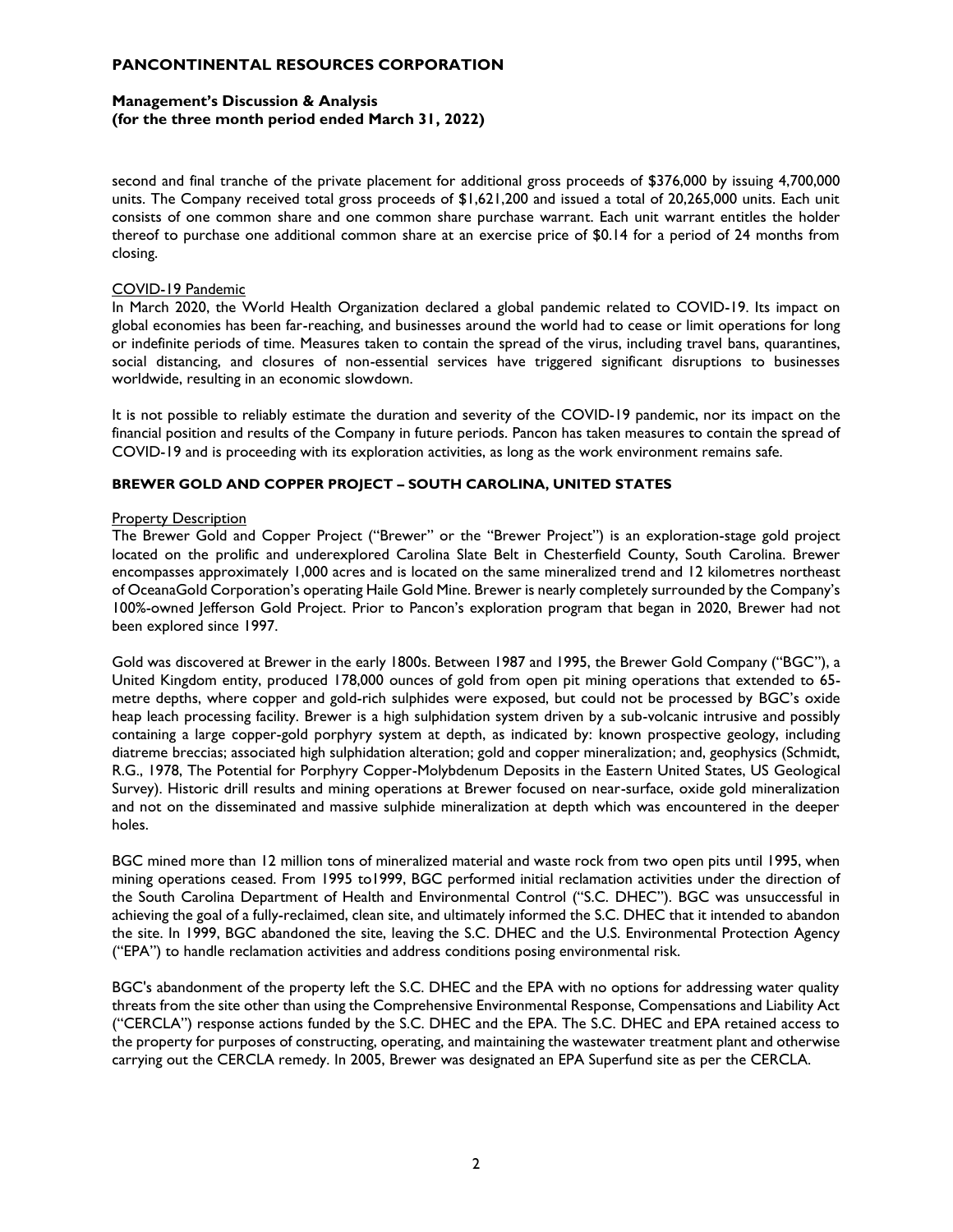second and final tranche of the private placement for additional gross proceeds of $376,000 by issuing 4,700,000 units. The Company received total gross proceeds of $1,621,200 and issued a total of 20,265,000 units. Each unit consists of one common share and one common share purchase warrant. Each unit warrant entitles the holder thereof to purchase one additional common share at an exercise price of $0.14 for a period of 24 months from closing.

COVID-19 Pandemic

In March 2020, the World Health Organization declared a global pandemic related to COVID-19. Its impact on global economies has been far-reaching, and businesses around the world had to cease or limit operations for long or indefinite periods of time. Measures taken to contain the spread of the virus, including travel bans, quarantines, social distancing, and closures of non-essential services have triggered significant disruptions to businesses worldwide, resulting in an economic slowdown.

It is not possible to reliably estimate the duration and severity of the COVID-19 pandemic, nor its impact on the financial position and results of the Company in future periods. Pancon has taken measures to contain the spread of COVID-19 and is proceeding with its exploration activities, as long as the work environment remains safe.

## BREWER GOLD AND COPPER PROJECT – SOUTH CAROLINA, UNITED STATES

Property Description

The Brewer Gold and Copper Project ("Brewer" or the "Brewer Project") is an exploration-stage gold project located on the prolific and underexplored Carolina Slate Belt in Chesterfield County, South Carolina. Brewer encompasses approximately 1,000 acres and is located on the same mineralized trend and 12 kilometres northeast of OceanaGold Corporation's operating Haile Gold Mine. Brewer is nearly completely surrounded by the Company's 100%-owned Jefferson Gold Project. Prior to Pancon's exploration program that began in 2020, Brewer had not been explored since 1997.

Gold was discovered at Brewer in the early 1800s. Between 1987 and 1995, the Brewer Gold Company ("BGC"), a United Kingdom entity, produced 178,000 ounces of gold from open pit mining operations that extended to 65-metre depths, where copper and gold-rich sulphides were exposed, but could not be processed by BGC's oxide heap leach processing facility. Brewer is a high sulphidation system driven by a sub-volcanic intrusive and possibly containing a large copper-gold porphyry system at depth, as indicated by: known prospective geology, including diatreme breccias; associated high sulphidation alteration; gold and copper mineralization; and, geophysics (Schmidt, R.G., 1978, The Potential for Porphyry Copper-Molybdenum Deposits in the Eastern United States, US Geological Survey). Historic drill results and mining operations at Brewer focused on near-surface, oxide gold mineralization and not on the disseminated and massive sulphide mineralization at depth which was encountered in the deeper holes.

BGC mined more than 12 million tons of mineralized material and waste rock from two open pits until 1995, when mining operations ceased. From 1995 to1999, BGC performed initial reclamation activities under the direction of the South Carolina Department of Health and Environmental Control ("S.C. DHEC"). BGC was unsuccessful in achieving the goal of a fully-reclaimed, clean site, and ultimately informed the S.C. DHEC that it intended to abandon the site. In 1999, BGC abandoned the site, leaving the S.C. DHEC and the U.S. Environmental Protection Agency ("EPA") to handle reclamation activities and address conditions posing environmental risk.

BGC's abandonment of the property left the S.C. DHEC and the EPA with no options for addressing water quality threats from the site other than using the Comprehensive Environmental Response, Compensations and Liability Act ("CERCLA") response actions funded by the S.C. DHEC and the EPA. The S.C. DHEC and EPA retained access to the property for purposes of constructing, operating, and maintaining the wastewater treatment plant and otherwise carrying out the CERCLA remedy. In 2005, Brewer was designated an EPA Superfund site as per the CERCLA.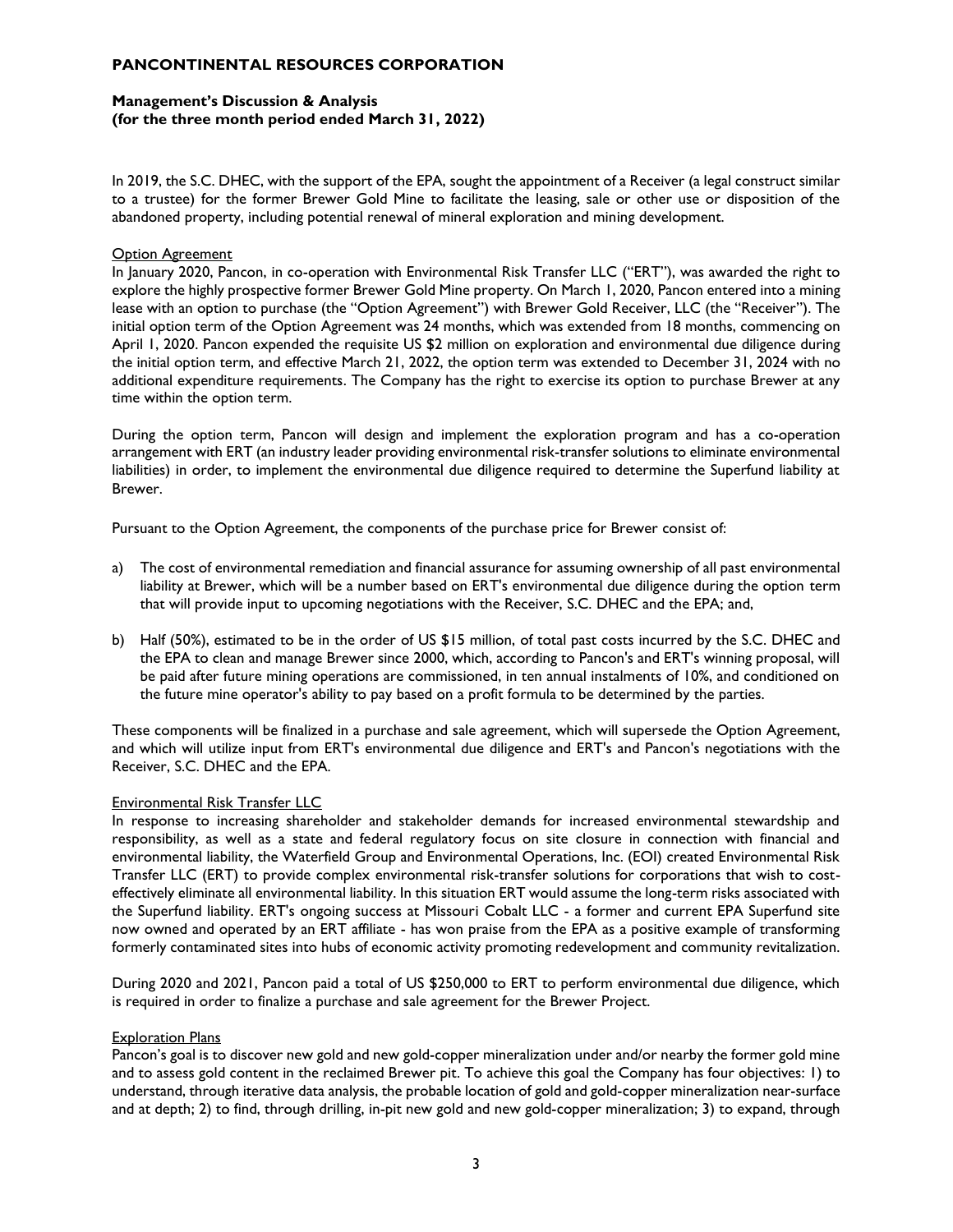In 2019, the S.C. DHEC, with the support of the EPA, sought the appointment of a Receiver (a legal construct similar to a trustee) for the former Brewer Gold Mine to facilitate the leasing, sale or other use or disposition of the abandoned property, including potential renewal of mineral exploration and mining development.

### Option Agreement

In January 2020, Pancon, in co-operation with Environmental Risk Transfer LLC ("ERT"), was awarded the right to explore the highly prospective former Brewer Gold Mine property. On March 1, 2020, Pancon entered into a mining lease with an option to purchase (the "Option Agreement") with Brewer Gold Receiver, LLC (the "Receiver"). The initial option term of the Option Agreement was 24 months, which was extended from 18 months, commencing on April 1, 2020. Pancon expended the requisite US $2 million on exploration and environmental due diligence during the initial option term, and effective March 21, 2022, the option term was extended to December 31, 2024 with no additional expenditure requirements. The Company has the right to exercise its option to purchase Brewer at any time within the option term.

During the option term, Pancon will design and implement the exploration program and has a co-operation arrangement with ERT (an industry leader providing environmental risk-transfer solutions to eliminate environmental liabilities) in order, to implement the environmental due diligence required to determine the Superfund liability at Brewer.

Pursuant to the Option Agreement, the components of the purchase price for Brewer consist of:

a) The cost of environmental remediation and financial assurance for assuming ownership of all past environmental liability at Brewer, which will be a number based on ERT's environmental due diligence during the option term that will provide input to upcoming negotiations with the Receiver, S.C. DHEC and the EPA; and,

b) Half (50%), estimated to be in the order of US $15 million, of total past costs incurred by the S.C. DHEC and the EPA to clean and manage Brewer since 2000, which, according to Pancon's and ERT's winning proposal, will be paid after future mining operations are commissioned, in ten annual instalments of 10%, and conditioned on the future mine operator's ability to pay based on a profit formula to be determined by the parties.

These components will be finalized in a purchase and sale agreement, which will supersede the Option Agreement, and which will utilize input from ERT's environmental due diligence and ERT's and Pancon's negotiations with the Receiver, S.C. DHEC and the EPA.

### Environmental Risk Transfer LLC

In response to increasing shareholder and stakeholder demands for increased environmental stewardship and responsibility, as well as a state and federal regulatory focus on site closure in connection with financial and environmental liability, the Waterfield Group and Environmental Operations, Inc. (EOI) created Environmental Risk Transfer LLC (ERT) to provide complex environmental risk-transfer solutions for corporations that wish to cost-effectively eliminate all environmental liability. In this situation ERT would assume the long-term risks associated with the Superfund liability. ERT's ongoing success at Missouri Cobalt LLC - a former and current EPA Superfund site now owned and operated by an ERT affiliate - has won praise from the EPA as a positive example of transforming formerly contaminated sites into hubs of economic activity promoting redevelopment and community revitalization.

During 2020 and 2021, Pancon paid a total of US $250,000 to ERT to perform environmental due diligence, which is required in order to finalize a purchase and sale agreement for the Brewer Project.

### Exploration Plans

Pancon's goal is to discover new gold and new gold-copper mineralization under and/or nearby the former gold mine and to assess gold content in the reclaimed Brewer pit. To achieve this goal the Company has four objectives: 1) to understand, through iterative data analysis, the probable location of gold and gold-copper mineralization near-surface and at depth; 2) to find, through drilling, in-pit new gold and new gold-copper mineralization; 3) to expand, through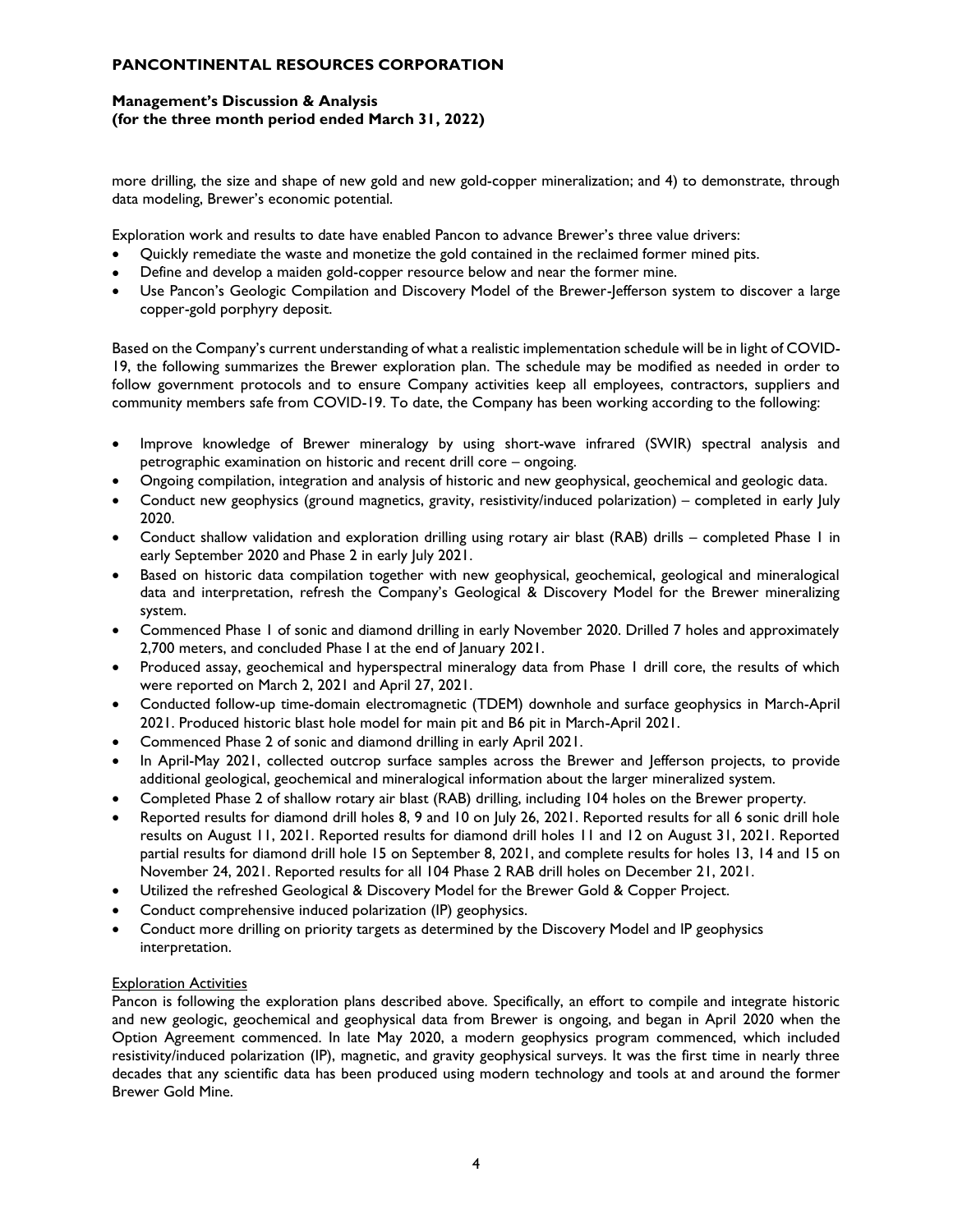more drilling, the size and shape of new gold and new gold-copper mineralization; and 4) to demonstrate, through data modeling, Brewer's economic potential.

Exploration work and results to date have enabled Pancon to advance Brewer's three value drivers:

- Quickly remediate the waste and monetize the gold contained in the reclaimed former mined pits.
- Define and develop a maiden gold-copper resource below and near the former mine.
- Use Pancon's Geologic Compilation and Discovery Model of the Brewer-Jefferson system to discover a large copper-gold porphyry deposit.

Based on the Company's current understanding of what a realistic implementation schedule will be in light of COVID-19, the following summarizes the Brewer exploration plan. The schedule may be modified as needed in order to follow government protocols and to ensure Company activities keep all employees, contractors, suppliers and community members safe from COVID-19. To date, the Company has been working according to the following:

- Improve knowledge of Brewer mineralogy by using short-wave infrared (SWIR) spectral analysis and petrographic examination on historic and recent drill core – ongoing.
- Ongoing compilation, integration and analysis of historic and new geophysical, geochemical and geologic data.
- Conduct new geophysics (ground magnetics, gravity, resistivity/induced polarization) – completed in early July 2020.
- Conduct shallow validation and exploration drilling using rotary air blast (RAB) drills – completed Phase 1 in early September 2020 and Phase 2 in early July 2021.
- Based on historic data compilation together with new geophysical, geochemical, geological and mineralogical data and interpretation, refresh the Company's Geological & Discovery Model for the Brewer mineralizing system.
- Commenced Phase 1 of sonic and diamond drilling in early November 2020. Drilled 7 holes and approximately 2,700 meters, and concluded Phase I at the end of January 2021.
- Produced assay, geochemical and hyperspectral mineralogy data from Phase 1 drill core, the results of which were reported on March 2, 2021 and April 27, 2021.
- Conducted follow-up time-domain electromagnetic (TDEM) downhole and surface geophysics in March-April 2021. Produced historic blast hole model for main pit and B6 pit in March-April 2021.
- Commenced Phase 2 of sonic and diamond drilling in early April 2021.
- In April-May 2021, collected outcrop surface samples across the Brewer and Jefferson projects, to provide additional geological, geochemical and mineralogical information about the larger mineralized system.
- Completed Phase 2 of shallow rotary air blast (RAB) drilling, including 104 holes on the Brewer property.
- Reported results for diamond drill holes 8, 9 and 10 on July 26, 2021. Reported results for all 6 sonic drill hole results on August 11, 2021. Reported results for diamond drill holes 11 and 12 on August 31, 2021. Reported partial results for diamond drill hole 15 on September 8, 2021, and complete results for holes 13, 14 and 15 on November 24, 2021. Reported results for all 104 Phase 2 RAB drill holes on December 21, 2021.
- Utilized the refreshed Geological & Discovery Model for the Brewer Gold & Copper Project.
- Conduct comprehensive induced polarization (IP) geophysics.
- Conduct more drilling on priority targets as determined by the Discovery Model and IP geophysics interpretation.

<u>Exploration Activities</u>

Pancon is following the exploration plans described above. Specifically, an effort to compile and integrate historic and new geologic, geochemical and geophysical data from Brewer is ongoing, and began in April 2020 when the Option Agreement commenced. In late May 2020, a modern geophysics program commenced, which included resistivity/induced polarization (IP), magnetic, and gravity geophysical surveys. It was the first time in nearly three decades that any scientific data has been produced using modern technology and tools at and around the former Brewer Gold Mine.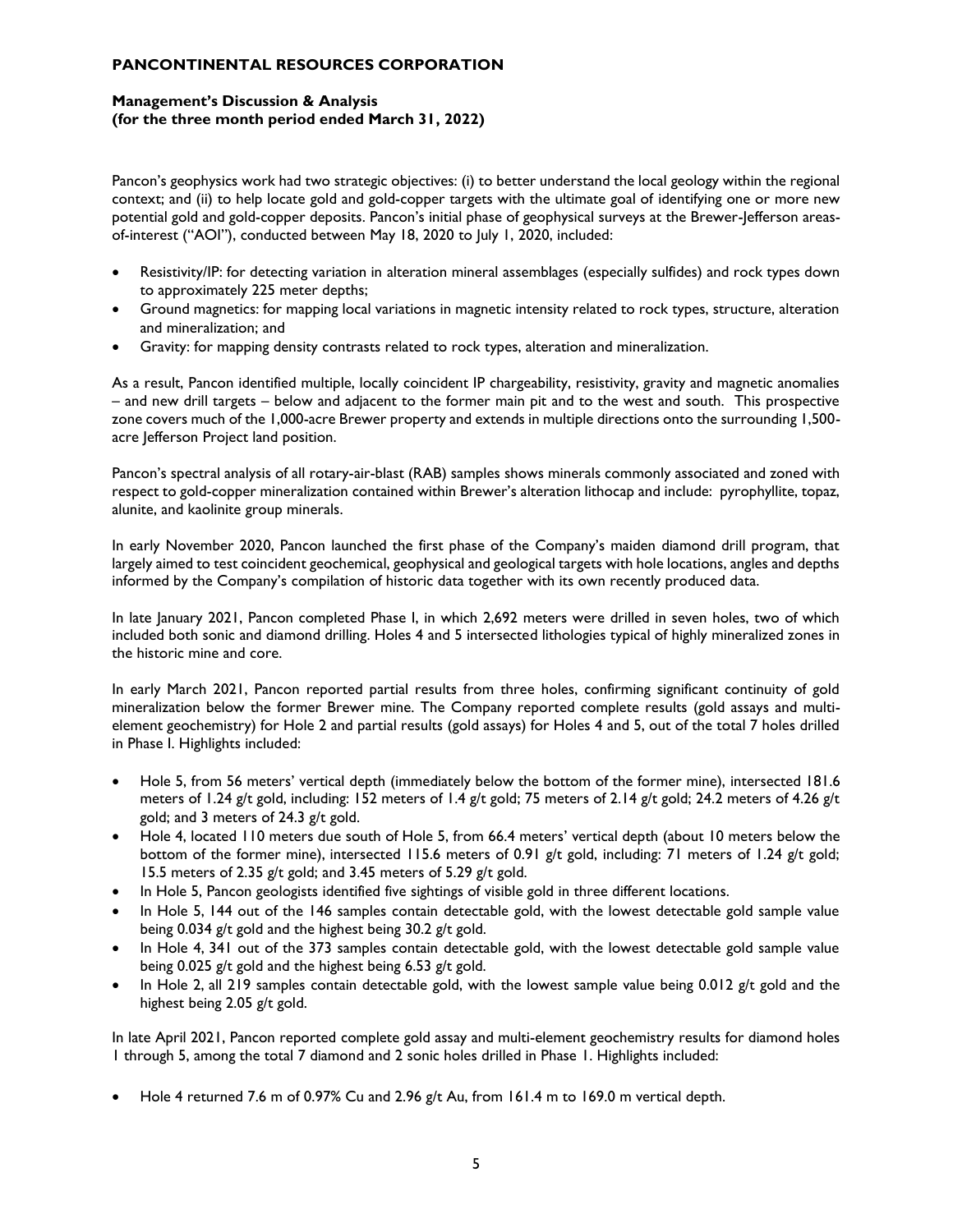Pancon's geophysics work had two strategic objectives: (i) to better understand the local geology within the regional context; and (ii) to help locate gold and gold-copper targets with the ultimate goal of identifying one or more new potential gold and gold-copper deposits. Pancon's initial phase of geophysical surveys at the Brewer-Jefferson areas-of-interest ("AOI"), conducted between May 18, 2020 to July 1, 2020, included:

- Resistivity/IP: for detecting variation in alteration mineral assemblages (especially sulfides) and rock types down to approximately 225 meter depths;
- Ground magnetics: for mapping local variations in magnetic intensity related to rock types, structure, alteration and mineralization; and
- Gravity: for mapping density contrasts related to rock types, alteration and mineralization.

As a result, Pancon identified multiple, locally coincident IP chargeability, resistivity, gravity and magnetic anomalies – and new drill targets – below and adjacent to the former main pit and to the west and south. This prospective zone covers much of the 1,000-acre Brewer property and extends in multiple directions onto the surrounding 1,500-acre Jefferson Project land position.

Pancon's spectral analysis of all rotary-air-blast (RAB) samples shows minerals commonly associated and zoned with respect to gold-copper mineralization contained within Brewer's alteration lithocap and include: pyrophyllite, topaz, alunite, and kaolinite group minerals.

In early November 2020, Pancon launched the first phase of the Company's maiden diamond drill program, that largely aimed to test coincident geochemical, geophysical and geological targets with hole locations, angles and depths informed by the Company's compilation of historic data together with its own recently produced data.

In late January 2021, Pancon completed Phase I, in which 2,692 meters were drilled in seven holes, two of which included both sonic and diamond drilling. Holes 4 and 5 intersected lithologies typical of highly mineralized zones in the historic mine and core.

In early March 2021, Pancon reported partial results from three holes, confirming significant continuity of gold mineralization below the former Brewer mine. The Company reported complete results (gold assays and multi-element geochemistry) for Hole 2 and partial results (gold assays) for Holes 4 and 5, out of the total 7 holes drilled in Phase I. Highlights included:

- Hole 5, from 56 meters' vertical depth (immediately below the bottom of the former mine), intersected 181.6 meters of 1.24 g/t gold, including: 152 meters of 1.4 g/t gold; 75 meters of 2.14 g/t gold; 24.2 meters of 4.26 g/t gold; and 3 meters of 24.3 g/t gold.
- Hole 4, located 110 meters due south of Hole 5, from 66.4 meters' vertical depth (about 10 meters below the bottom of the former mine), intersected 115.6 meters of 0.91 g/t gold, including: 71 meters of 1.24 g/t gold; 15.5 meters of 2.35 g/t gold; and 3.45 meters of 5.29 g/t gold.
- In Hole 5, Pancon geologists identified five sightings of visible gold in three different locations.
- In Hole 5, 144 out of the 146 samples contain detectable gold, with the lowest detectable gold sample value being 0.034 g/t gold and the highest being 30.2 g/t gold.
- In Hole 4, 341 out of the 373 samples contain detectable gold, with the lowest detectable gold sample value being 0.025 g/t gold and the highest being 6.53 g/t gold.
- In Hole 2, all 219 samples contain detectable gold, with the lowest sample value being 0.012 g/t gold and the highest being 2.05 g/t gold.

In late April 2021, Pancon reported complete gold assay and multi-element geochemistry results for diamond holes 1 through 5, among the total 7 diamond and 2 sonic holes drilled in Phase 1. Highlights included:

- Hole 4 returned 7.6 m of 0.97% Cu and 2.96 g/t Au, from 161.4 m to 169.0 m vertical depth.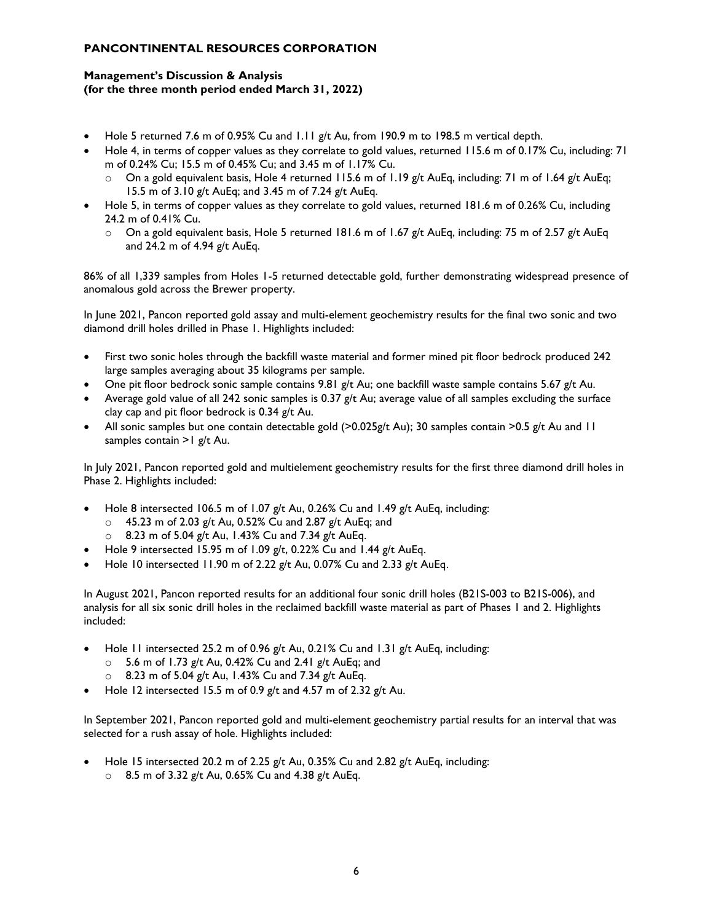- Hole 5 returned 7.6 m of 0.95% Cu and 1.11 g/t Au, from 190.9 m to 198.5 m vertical depth.
- Hole 4, in terms of copper values as they correlate to gold values, returned 115.6 m of 0.17% Cu, including: 71 m of 0.24% Cu; 15.5 m of 0.45% Cu; and 3.45 m of 1.17% Cu.
  - On a gold equivalent basis, Hole 4 returned 115.6 m of 1.19 g/t AuEq, including: 71 m of 1.64 g/t AuEq; 15.5 m of 3.10 g/t AuEq; and 3.45 m of 7.24 g/t AuEq.
- Hole 5, in terms of copper values as they correlate to gold values, returned 181.6 m of 0.26% Cu, including 24.2 m of 0.41% Cu.
  - On a gold equivalent basis, Hole 5 returned 181.6 m of 1.67 g/t AuEq, including: 75 m of 2.57 g/t AuEq and 24.2 m of 4.94 g/t AuEq.

86% of all 1,339 samples from Holes 1-5 returned detectable gold, further demonstrating widespread presence of anomalous gold across the Brewer property.

In June 2021, Pancon reported gold assay and multi-element geochemistry results for the final two sonic and two diamond drill holes drilled in Phase 1. Highlights included:

- First two sonic holes through the backfill waste material and former mined pit floor bedrock produced 242 large samples averaging about 35 kilograms per sample.
- One pit floor bedrock sonic sample contains 9.81 g/t Au; one backfill waste sample contains 5.67 g/t Au.
- Average gold value of all 242 sonic samples is 0.37 g/t Au; average value of all samples excluding the surface clay cap and pit floor bedrock is 0.34 g/t Au.
- All sonic samples but one contain detectable gold (>0.025g/t Au); 30 samples contain >0.5 g/t Au and 11 samples contain >1 g/t Au.

In July 2021, Pancon reported gold and multielement geochemistry results for the first three diamond drill holes in Phase 2. Highlights included:

- Hole 8 intersected 106.5 m of 1.07 g/t Au, 0.26% Cu and 1.49 g/t AuEq, including:
  - 45.23 m of 2.03 g/t Au, 0.52% Cu and 2.87 g/t AuEq; and
  - 8.23 m of 5.04 g/t Au, 1.43% Cu and 7.34 g/t AuEq.
- Hole 9 intersected 15.95 m of 1.09 g/t, 0.22% Cu and 1.44 g/t AuEq.
- Hole 10 intersected 11.90 m of 2.22 g/t Au, 0.07% Cu and 2.33 g/t AuEq.

In August 2021, Pancon reported results for an additional four sonic drill holes (B21S-003 to B21S-006), and analysis for all six sonic drill holes in the reclaimed backfill waste material as part of Phases 1 and 2. Highlights included:

- Hole 11 intersected 25.2 m of 0.96 g/t Au, 0.21% Cu and 1.31 g/t AuEq, including:
  - 5.6 m of 1.73 g/t Au, 0.42% Cu and 2.41 g/t AuEq; and
  - 8.23 m of 5.04 g/t Au, 1.43% Cu and 7.34 g/t AuEq.
- Hole 12 intersected 15.5 m of 0.9 g/t and 4.57 m of 2.32 g/t Au.

In September 2021, Pancon reported gold and multi-element geochemistry partial results for an interval that was selected for a rush assay of hole. Highlights included:

- Hole 15 intersected 20.2 m of 2.25 g/t Au, 0.35% Cu and 2.82 g/t AuEq, including:
  - 8.5 m of 3.32 g/t Au, 0.65% Cu and 4.38 g/t AuEq.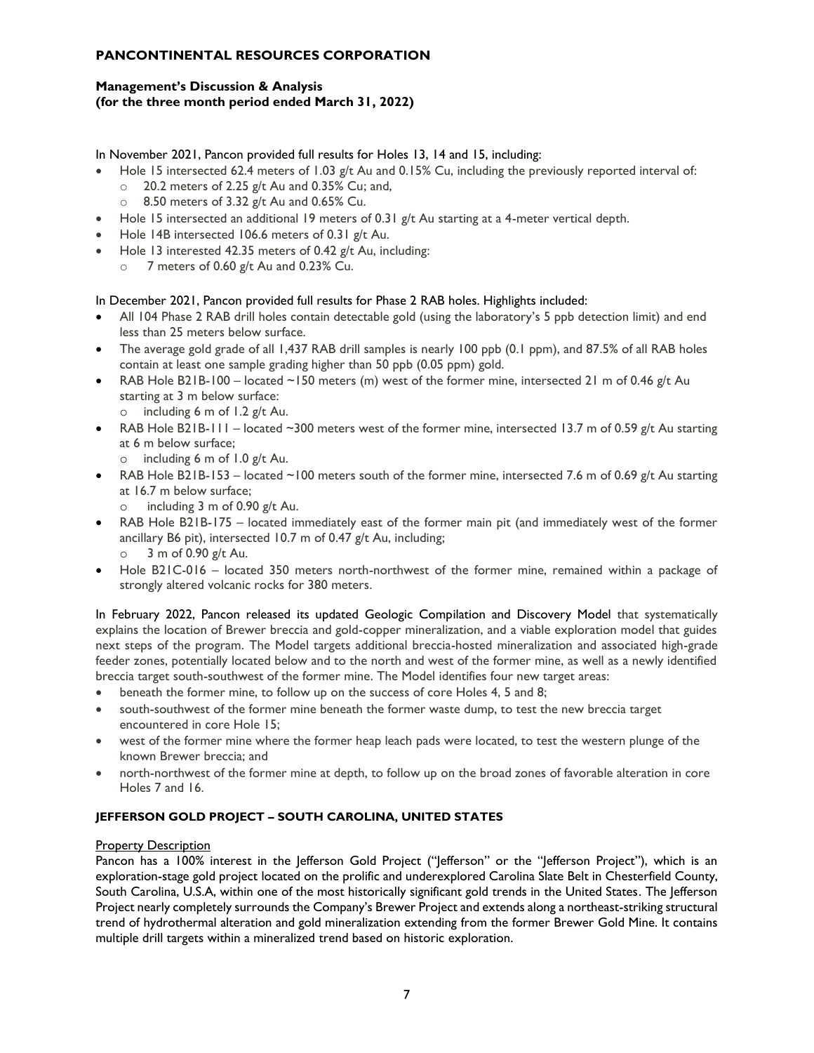In November 2021, Pancon provided full results for Holes 13, 14 and 15, including:

- Hole 15 intersected 62.4 meters of 1.03 g/t Au and 0.15% Cu, including the previously reported interval of:
  - 20.2 meters of 2.25 g/t Au and 0.35% Cu; and,
  - 8.50 meters of 3.32 g/t Au and 0.65% Cu.
- Hole 15 intersected an additional 19 meters of 0.31 g/t Au starting at a 4-meter vertical depth.
- Hole 14B intersected 106.6 meters of 0.31 g/t Au.
- Hole 13 interested 42.35 meters of 0.42 g/t Au, including:
  - 7 meters of 0.60 g/t Au and 0.23% Cu.

In December 2021, Pancon provided full results for Phase 2 RAB holes. Highlights included:

- All 104 Phase 2 RAB drill holes contain detectable gold (using the laboratory's 5 ppb detection limit) and end less than 25 meters below surface.
- The average gold grade of all 1,437 RAB drill samples is nearly 100 ppb (0.1 ppm), and 87.5% of all RAB holes contain at least one sample grading higher than 50 ppb (0.05 ppm) gold.
- RAB Hole B21B-100 – located ~150 meters (m) west of the former mine, intersected 21 m of 0.46 g/t Au starting at 3 m below surface:
  - including 6 m of 1.2 g/t Au.
- RAB Hole B21B-111 – located ~300 meters west of the former mine, intersected 13.7 m of 0.59 g/t Au starting at 6 m below surface;
  - including 6 m of 1.0 g/t Au.
- RAB Hole B21B-153 – located ~100 meters south of the former mine, intersected 7.6 m of 0.69 g/t Au starting at 16.7 m below surface;
  - including 3 m of 0.90 g/t Au.
- RAB Hole B21B-175 – located immediately east of the former main pit (and immediately west of the former ancillary B6 pit), intersected 10.7 m of 0.47 g/t Au, including;
  - 3 m of 0.90 g/t Au.
- Hole B21C-016 – located 350 meters north-northwest of the former mine, remained within a package of strongly altered volcanic rocks for 380 meters.

In February 2022, Pancon released its updated Geologic Compilation and Discovery Model that systematically explains the location of Brewer breccia and gold-copper mineralization, and a viable exploration model that guides next steps of the program. The Model targets additional breccia-hosted mineralization and associated high-grade feeder zones, potentially located below and to the north and west of the former mine, as well as a newly identified breccia target south-southwest of the former mine. The Model identifies four new target areas:

- beneath the former mine, to follow up on the success of core Holes 4, 5 and 8;
- south-southwest of the former mine beneath the former waste dump, to test the new breccia target encountered in core Hole 15;
- west of the former mine where the former heap leach pads were located, to test the western plunge of the known Brewer breccia; and
- north-northwest of the former mine at depth, to follow up on the broad zones of favorable alteration in core Holes 7 and 16.

## JEFFERSON GOLD PROJECT – SOUTH CAROLINA, UNITED STATES

### Property Description

Pancon has a 100% interest in the Jefferson Gold Project ("Jefferson" or the "Jefferson Project"), which is an exploration-stage gold project located on the prolific and underexplored Carolina Slate Belt in Chesterfield County, South Carolina, U.S.A, within one of the most historically significant gold trends in the United States. The Jefferson Project nearly completely surrounds the Company's Brewer Project and extends along a northeast-striking structural trend of hydrothermal alteration and gold mineralization extending from the former Brewer Gold Mine. It contains multiple drill targets within a mineralized trend based on historic exploration.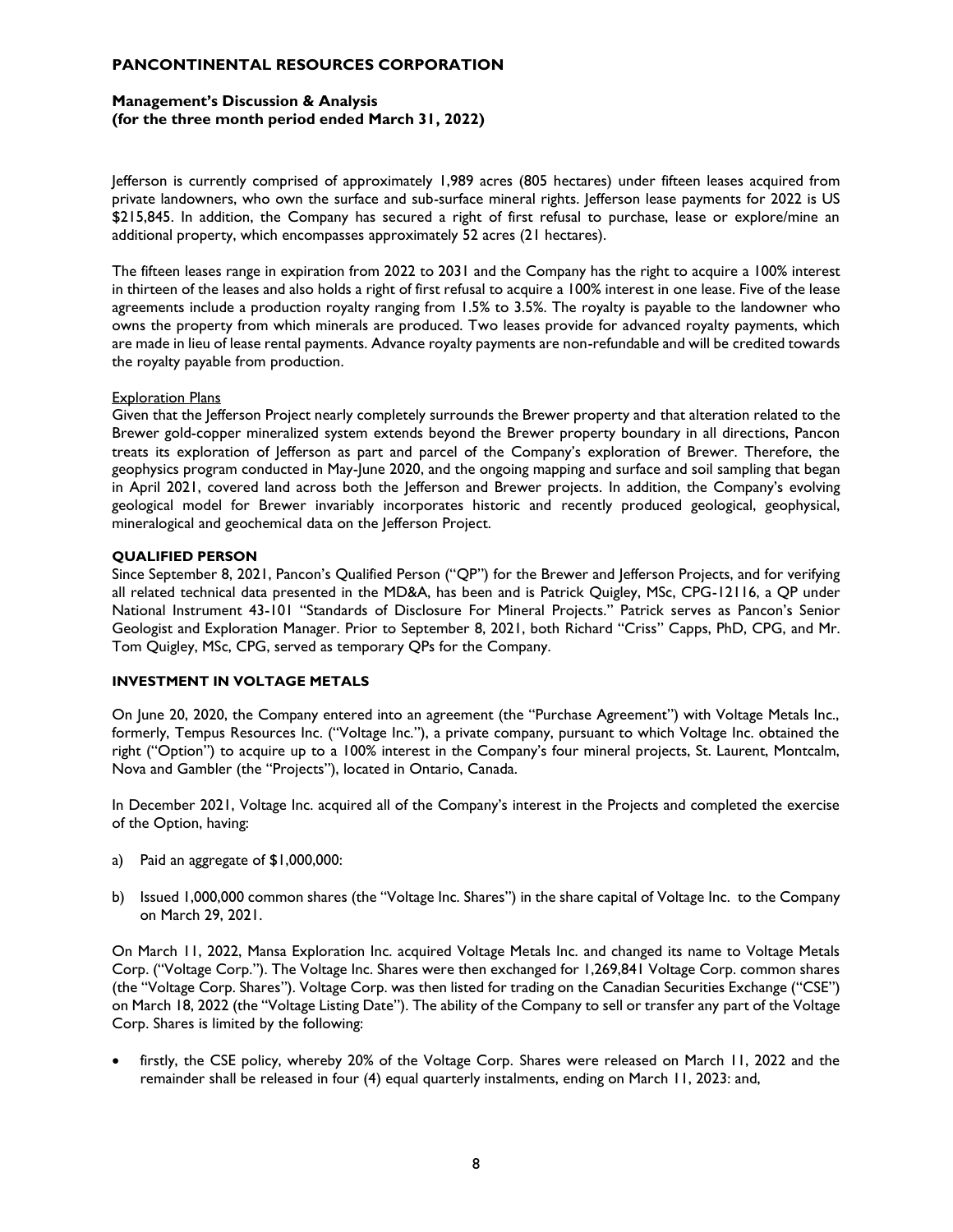Jefferson is currently comprised of approximately 1,989 acres (805 hectares) under fifteen leases acquired from private landowners, who own the surface and sub-surface mineral rights. Jefferson lease payments for 2022 is US $215,845. In addition, the Company has secured a right of first refusal to purchase, lease or explore/mine an additional property, which encompasses approximately 52 acres (21 hectares).

The fifteen leases range in expiration from 2022 to 2031 and the Company has the right to acquire a 100% interest in thirteen of the leases and also holds a right of first refusal to acquire a 100% interest in one lease. Five of the lease agreements include a production royalty ranging from 1.5% to 3.5%. The royalty is payable to the landowner who owns the property from which minerals are produced. Two leases provide for advanced royalty payments, which are made in lieu of lease rental payments. Advance royalty payments are non-refundable and will be credited towards the royalty payable from production.

Exploration Plans

Given that the Jefferson Project nearly completely surrounds the Brewer property and that alteration related to the Brewer gold-copper mineralized system extends beyond the Brewer property boundary in all directions, Pancon treats its exploration of Jefferson as part and parcel of the Company's exploration of Brewer. Therefore, the geophysics program conducted in May-June 2020, and the ongoing mapping and surface and soil sampling that began in April 2021, covered land across both the Jefferson and Brewer projects. In addition, the Company's evolving geological model for Brewer invariably incorporates historic and recently produced geological, geophysical, mineralogical and geochemical data on the Jefferson Project.

**QUALIFIED PERSON**

Since September 8, 2021, Pancon's Qualified Person ("QP") for the Brewer and Jefferson Projects, and for verifying all related technical data presented in the MD&A, has been and is Patrick Quigley, MSc, CPG-12116, a QP under National Instrument 43-101 "Standards of Disclosure For Mineral Projects." Patrick serves as Pancon's Senior Geologist and Exploration Manager. Prior to September 8, 2021, both Richard "Criss" Capps, PhD, CPG, and Mr. Tom Quigley, MSc, CPG, served as temporary QPs for the Company.

**INVESTMENT IN VOLTAGE METALS**

On June 20, 2020, the Company entered into an agreement (the "Purchase Agreement") with Voltage Metals Inc., formerly, Tempus Resources Inc. ("Voltage Inc."), a private company, pursuant to which Voltage Inc. obtained the right ("Option") to acquire up to a 100% interest in the Company's four mineral projects, St. Laurent, Montcalm, Nova and Gambler (the "Projects"), located in Ontario, Canada.

In December 2021, Voltage Inc. acquired all of the Company's interest in the Projects and completed the exercise of the Option, having:

a) Paid an aggregate of $1,000,000:
b) Issued 1,000,000 common shares (the "Voltage Inc. Shares") in the share capital of Voltage Inc. to the Company on March 29, 2021.

On March 11, 2022, Mansa Exploration Inc. acquired Voltage Metals Inc. and changed its name to Voltage Metals Corp. ("Voltage Corp."). The Voltage Inc. Shares were then exchanged for 1,269,841 Voltage Corp. common shares (the "Voltage Corp. Shares"). Voltage Corp. was then listed for trading on the Canadian Securities Exchange ("CSE") on March 18, 2022 (the "Voltage Listing Date"). The ability of the Company to sell or transfer any part of the Voltage Corp. Shares is limited by the following:

- firstly, the CSE policy, whereby 20% of the Voltage Corp. Shares were released on March 11, 2022 and the remainder shall be released in four (4) equal quarterly instalments, ending on March 11, 2023: and,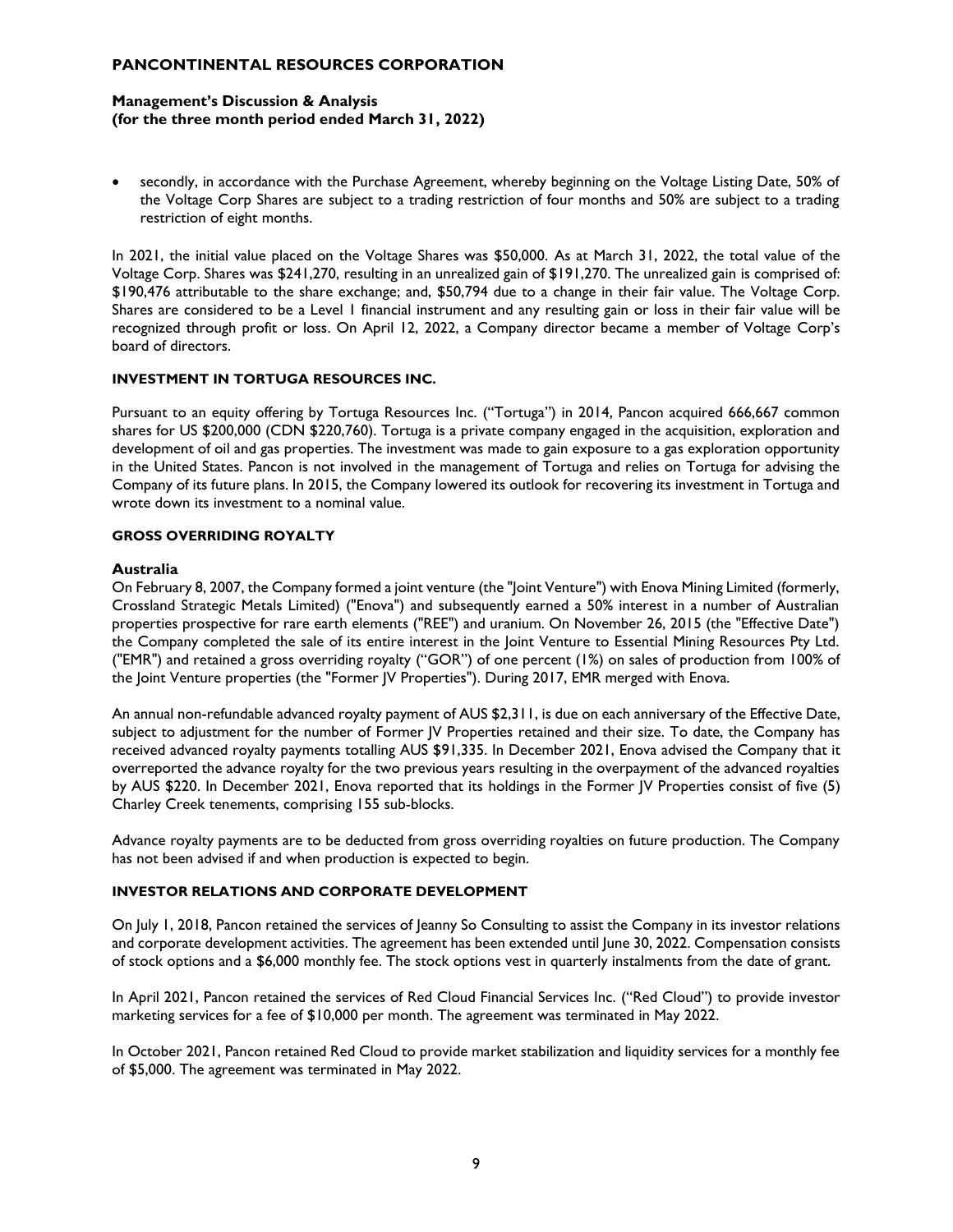- secondly, in accordance with the Purchase Agreement, whereby beginning on the Voltage Listing Date, 50% of the Voltage Corp Shares are subject to a trading restriction of four months and 50% are subject to a trading restriction of eight months.

In 2021, the initial value placed on the Voltage Shares was $50,000. As at March 31, 2022, the total value of the Voltage Corp. Shares was $241,270, resulting in an unrealized gain of $191,270. The unrealized gain is comprised of: $190,476 attributable to the share exchange; and, $50,794 due to a change in their fair value. The Voltage Corp. Shares are considered to be a Level 1 financial instrument and any resulting gain or loss in their fair value will be recognized through profit or loss. On April 12, 2022, a Company director became a member of Voltage Corp's board of directors.

## INVESTMENT IN TORTUGA RESOURCES INC.

Pursuant to an equity offering by Tortuga Resources Inc. ("Tortuga") in 2014, Pancon acquired 666,667 common shares for US $200,000 (CDN $220,760). Tortuga is a private company engaged in the acquisition, exploration and development of oil and gas properties. The investment was made to gain exposure to a gas exploration opportunity in the United States. Pancon is not involved in the management of Tortuga and relies on Tortuga for advising the Company of its future plans. In 2015, the Company lowered its outlook for recovering its investment in Tortuga and wrote down its investment to a nominal value.

## GROSS OVERRIDING ROYALTY

### Australia

On February 8, 2007, the Company formed a joint venture (the "Joint Venture") with Enova Mining Limited (formerly, Crossland Strategic Metals Limited) ("Enova") and subsequently earned a 50% interest in a number of Australian properties prospective for rare earth elements ("REE") and uranium. On November 26, 2015 (the "Effective Date") the Company completed the sale of its entire interest in the Joint Venture to Essential Mining Resources Pty Ltd. ("EMR") and retained a gross overriding royalty ("GOR") of one percent (1%) on sales of production from 100% of the Joint Venture properties (the "Former JV Properties"). During 2017, EMR merged with Enova.

An annual non-refundable advanced royalty payment of AUS $2,311, is due on each anniversary of the Effective Date, subject to adjustment for the number of Former JV Properties retained and their size. To date, the Company has received advanced royalty payments totalling AUS $91,335. In December 2021, Enova advised the Company that it overreported the advance royalty for the two previous years resulting in the overpayment of the advanced royalties by AUS $220. In December 2021, Enova reported that its holdings in the Former JV Properties consist of five (5) Charley Creek tenements, comprising 155 sub-blocks.

Advance royalty payments are to be deducted from gross overriding royalties on future production. The Company has not been advised if and when production is expected to begin.

## INVESTOR RELATIONS AND CORPORATE DEVELOPMENT

On July 1, 2018, Pancon retained the services of Jeanny So Consulting to assist the Company in its investor relations and corporate development activities. The agreement has been extended until June 30, 2022. Compensation consists of stock options and a $6,000 monthly fee. The stock options vest in quarterly instalments from the date of grant.

In April 2021, Pancon retained the services of Red Cloud Financial Services Inc. ("Red Cloud") to provide investor marketing services for a fee of $10,000 per month. The agreement was terminated in May 2022.

In October 2021, Pancon retained Red Cloud to provide market stabilization and liquidity services for a monthly fee of $5,000. The agreement was terminated in May 2022.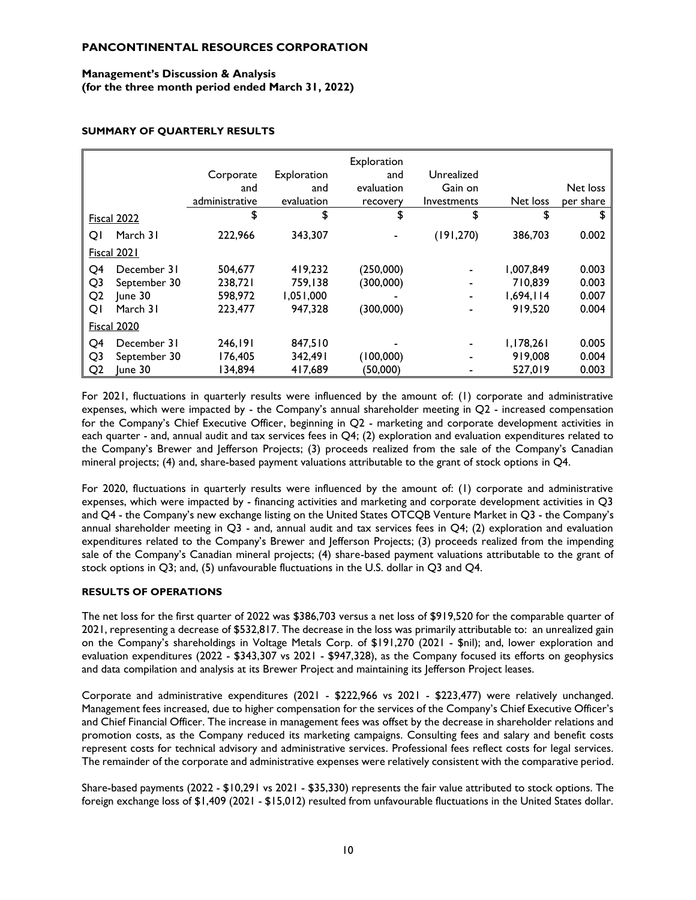## SUMMARY OF QUARTERLY RESULTS

| | | Corporate and administrative | Exploration and evaluation | Exploration and evaluation recovery | Unrealized Gain on Investments | Net loss | Net loss per share |
|---|---|---|---|---|---|---|---|
| Fiscal 2022 | | $ | $ | $ | $ | $ | $ |
| Q1 | March 31 | 222,966 | 343,307 | - | (191,270) | 386,703 | 0.002 |
| Fiscal 2021 | | | | | | | |
| Q4 | December 31 | 504,677 | 419,232 | (250,000) | - | 1,007,849 | 0.003 |
| Q3 | September 30 | 238,721 | 759,138 | (300,000) | - | 710,839 | 0.003 |
| Q2 | June 30 | 598,972 | 1,051,000 | - | - | 1,694,114 | 0.007 |
| Q1 | March 31 | 223,477 | 947,328 | (300,000) | - | 919,520 | 0.004 |
| Fiscal 2020 | | | | | | | |
| Q4 | December 31 | 246,191 | 847,510 | - | - | 1,178,261 | 0.005 |
| Q3 | September 30 | 176,405 | 342,491 | (100,000) | - | 919,008 | 0.004 |
| Q2 | June 30 | 134,894 | 417,689 | (50,000) | - | 527,019 | 0.003 |

For 2021, fluctuations in quarterly results were influenced by the amount of: (1) corporate and administrative expenses, which were impacted by - the Company's annual shareholder meeting in Q2 - increased compensation for the Company's Chief Executive Officer, beginning in Q2 - marketing and corporate development activities in each quarter - and, annual audit and tax services fees in Q4; (2) exploration and evaluation expenditures related to the Company's Brewer and Jefferson Projects; (3) proceeds realized from the sale of the Company's Canadian mineral projects; (4) and, share-based payment valuations attributable to the grant of stock options in Q4.

For 2020, fluctuations in quarterly results were influenced by the amount of: (1) corporate and administrative expenses, which were impacted by - financing activities and marketing and corporate development activities in Q3 and Q4 - the Company's new exchange listing on the United States OTCQB Venture Market in Q3 - the Company's annual shareholder meeting in Q3 - and, annual audit and tax services fees in Q4; (2) exploration and evaluation expenditures related to the Company's Brewer and Jefferson Projects; (3) proceeds realized from the impending sale of the Company's Canadian mineral projects; (4) share-based payment valuations attributable to the grant of stock options in Q3; and, (5) unfavourable fluctuations in the U.S. dollar in Q3 and Q4.

## RESULTS OF OPERATIONS

The net loss for the first quarter of 2022 was $386,703 versus a net loss of $919,520 for the comparable quarter of 2021, representing a decrease of $532,817. The decrease in the loss was primarily attributable to: an unrealized gain on the Company's shareholdings in Voltage Metals Corp. of $191,270 (2021 - $nil); and, lower exploration and evaluation expenditures (2022 - $343,307 vs 2021 - $947,328), as the Company focused its efforts on geophysics and data compilation and analysis at its Brewer Project and maintaining its Jefferson Project leases.

Corporate and administrative expenditures (2021 - $222,966 vs 2021 - $223,477) were relatively unchanged. Management fees increased, due to higher compensation for the services of the Company's Chief Executive Officer's and Chief Financial Officer. The increase in management fees was offset by the decrease in shareholder relations and promotion costs, as the Company reduced its marketing campaigns. Consulting fees and salary and benefit costs represent costs for technical advisory and administrative services. Professional fees reflect costs for legal services. The remainder of the corporate and administrative expenses were relatively consistent with the comparative period.

Share-based payments (2022 - $10,291 vs 2021 - $35,330) represents the fair value attributed to stock options. The foreign exchange loss of $1,409 (2021 - $15,012) resulted from unfavourable fluctuations in the United States dollar.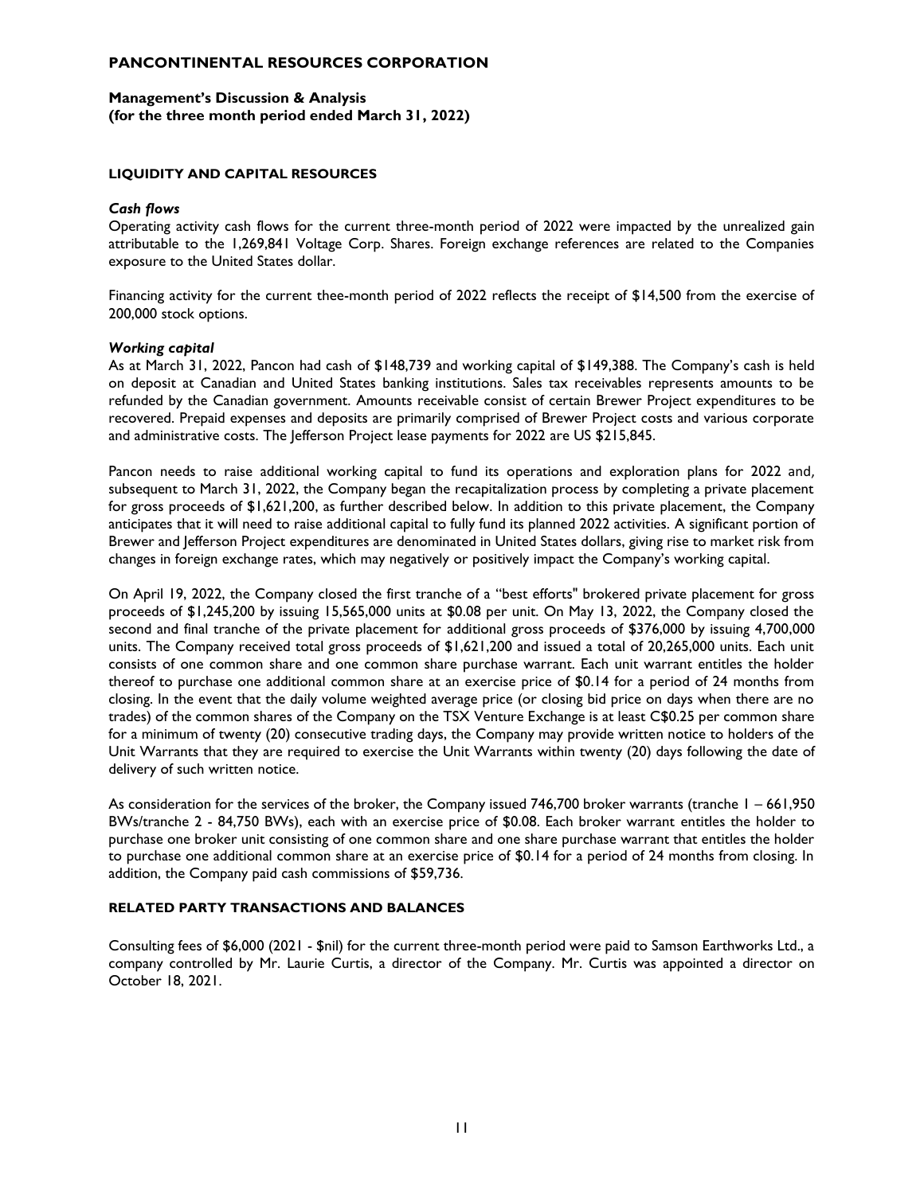**PANCONTINENTAL RESOURCES CORPORATION**

**Management's Discussion & Analysis**
**(for the three month period ended March 31, 2022)**

**LIQUIDITY AND CAPITAL RESOURCES**

***Cash flows***

Operating activity cash flows for the current three-month period of 2022 were impacted by the unrealized gain attributable to the 1,269,841 Voltage Corp. Shares. Foreign exchange references are related to the Companies exposure to the United States dollar.

Financing activity for the current thee-month period of 2022 reflects the receipt of $14,500 from the exercise of 200,000 stock options.

***Working capital***

As at March 31, 2022, Pancon had cash of $148,739 and working capital of $149,388. The Company's cash is held on deposit at Canadian and United States banking institutions. Sales tax receivables represents amounts to be refunded by the Canadian government. Amounts receivable consist of certain Brewer Project expenditures to be recovered. Prepaid expenses and deposits are primarily comprised of Brewer Project costs and various corporate and administrative costs. The Jefferson Project lease payments for 2022 are US $215,845.

Pancon needs to raise additional working capital to fund its operations and exploration plans for 2022 and, subsequent to March 31, 2022, the Company began the recapitalization process by completing a private placement for gross proceeds of $1,621,200, as further described below. In addition to this private placement, the Company anticipates that it will need to raise additional capital to fully fund its planned 2022 activities. A significant portion of Brewer and Jefferson Project expenditures are denominated in United States dollars, giving rise to market risk from changes in foreign exchange rates, which may negatively or positively impact the Company's working capital.

On April 19, 2022, the Company closed the first tranche of a "best efforts" brokered private placement for gross proceeds of $1,245,200 by issuing 15,565,000 units at $0.08 per unit. On May 13, 2022, the Company closed the second and final tranche of the private placement for additional gross proceeds of $376,000 by issuing 4,700,000 units. The Company received total gross proceeds of $1,621,200 and issued a total of 20,265,000 units. Each unit consists of one common share and one common share purchase warrant. Each unit warrant entitles the holder thereof to purchase one additional common share at an exercise price of $0.14 for a period of 24 months from closing. In the event that the daily volume weighted average price (or closing bid price on days when there are no trades) of the common shares of the Company on the TSX Venture Exchange is at least C$0.25 per common share for a minimum of twenty (20) consecutive trading days, the Company may provide written notice to holders of the Unit Warrants that they are required to exercise the Unit Warrants within twenty (20) days following the date of delivery of such written notice.

As consideration for the services of the broker, the Company issued 746,700 broker warrants (tranche 1 – 661,950 BWs/tranche 2 - 84,750 BWs), each with an exercise price of $0.08. Each broker warrant entitles the holder to purchase one broker unit consisting of one common share and one share purchase warrant that entitles the holder to purchase one additional common share at an exercise price of $0.14 for a period of 24 months from closing. In addition, the Company paid cash commissions of $59,736.

**RELATED PARTY TRANSACTIONS AND BALANCES**

Consulting fees of $6,000 (2021 - $nil) for the current three-month period were paid to Samson Earthworks Ltd., a company controlled by Mr. Laurie Curtis, a director of the Company. Mr. Curtis was appointed a director on October 18, 2021.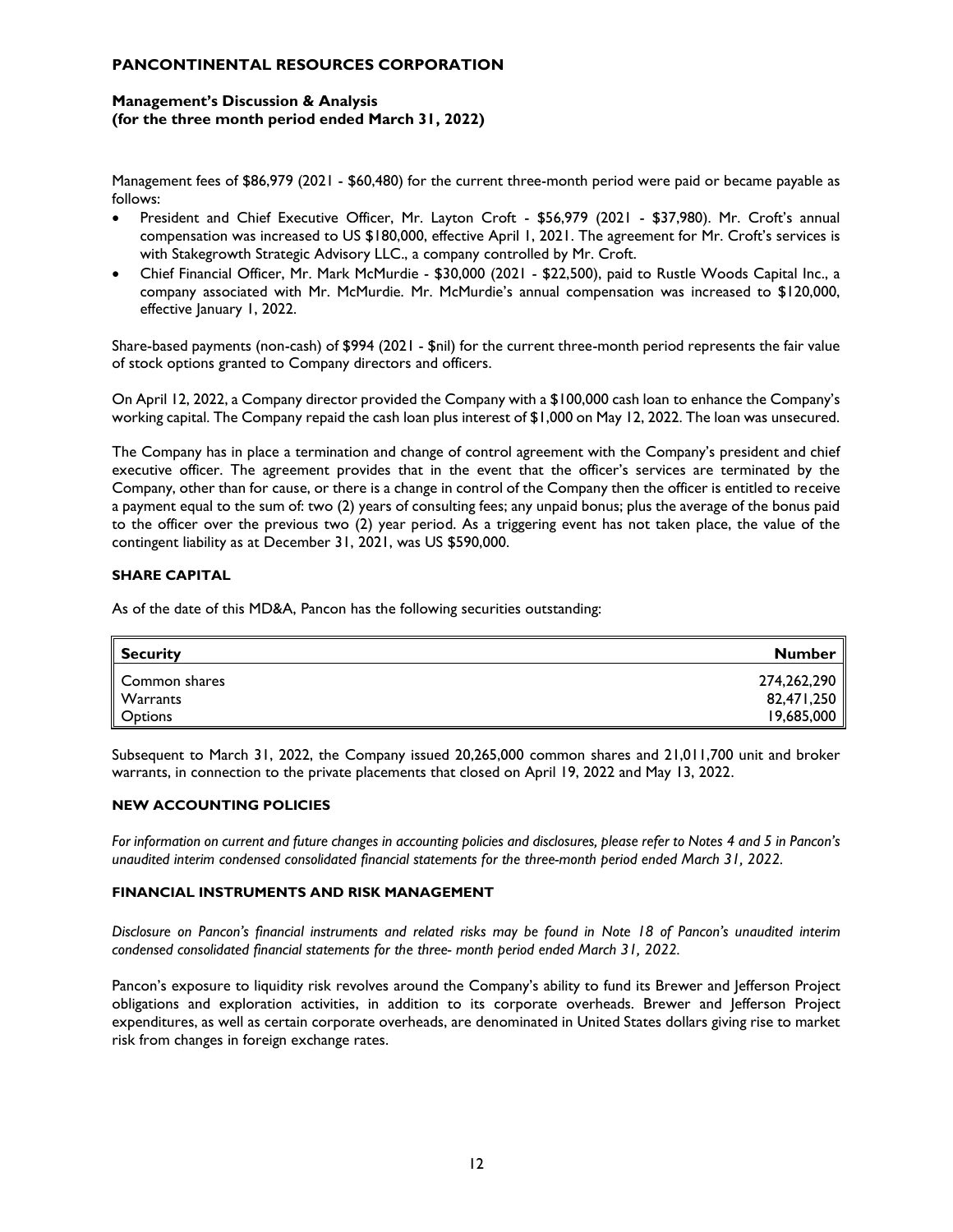Management fees of $86,979 (2021 - $60,480) for the current three-month period were paid or became payable as follows:

- President and Chief Executive Officer, Mr. Layton Croft - $56,979 (2021 - $37,980). Mr. Croft's annual compensation was increased to US $180,000, effective April 1, 2021. The agreement for Mr. Croft's services is with Stakegrowth Strategic Advisory LLC., a company controlled by Mr. Croft.
- Chief Financial Officer, Mr. Mark McMurdie - $30,000 (2021 - $22,500), paid to Rustle Woods Capital Inc., a company associated with Mr. McMurdie. Mr. McMurdie's annual compensation was increased to $120,000, effective January 1, 2022.

Share-based payments (non-cash) of $994 (2021 - $nil) for the current three-month period represents the fair value of stock options granted to Company directors and officers.

On April 12, 2022, a Company director provided the Company with a $100,000 cash loan to enhance the Company's working capital. The Company repaid the cash loan plus interest of $1,000 on May 12, 2022. The loan was unsecured.

The Company has in place a termination and change of control agreement with the Company's president and chief executive officer. The agreement provides that in the event that the officer's services are terminated by the Company, other than for cause, or there is a change in control of the Company then the officer is entitled to receive a payment equal to the sum of: two (2) years of consulting fees; any unpaid bonus; plus the average of the bonus paid to the officer over the previous two (2) year period. As a triggering event has not taken place, the value of the contingent liability as at December 31, 2021, was US $590,000.

## SHARE CAPITAL

As of the date of this MD&A, Pancon has the following securities outstanding:

| Security | Number |
|---|---:|
| Common shares | 274,262,290 |
| Warrants | 82,471,250 |
| Options | 19,685,000 |

Subsequent to March 31, 2022, the Company issued 20,265,000 common shares and 21,011,700 unit and broker warrants, in connection to the private placements that closed on April 19, 2022 and May 13, 2022.

## NEW ACCOUNTING POLICIES

*For information on current and future changes in accounting policies and disclosures, please refer to Notes 4 and 5 in Pancon's unaudited interim condensed consolidated financial statements for the three-month period ended March 31, 2022.*

## FINANCIAL INSTRUMENTS AND RISK MANAGEMENT

*Disclosure on Pancon's financial instruments and related risks may be found in Note 18 of Pancon's unaudited interim condensed consolidated financial statements for the three- month period ended March 31, 2022.*

Pancon's exposure to liquidity risk revolves around the Company's ability to fund its Brewer and Jefferson Project obligations and exploration activities, in addition to its corporate overheads. Brewer and Jefferson Project expenditures, as well as certain corporate overheads, are denominated in United States dollars giving rise to market risk from changes in foreign exchange rates.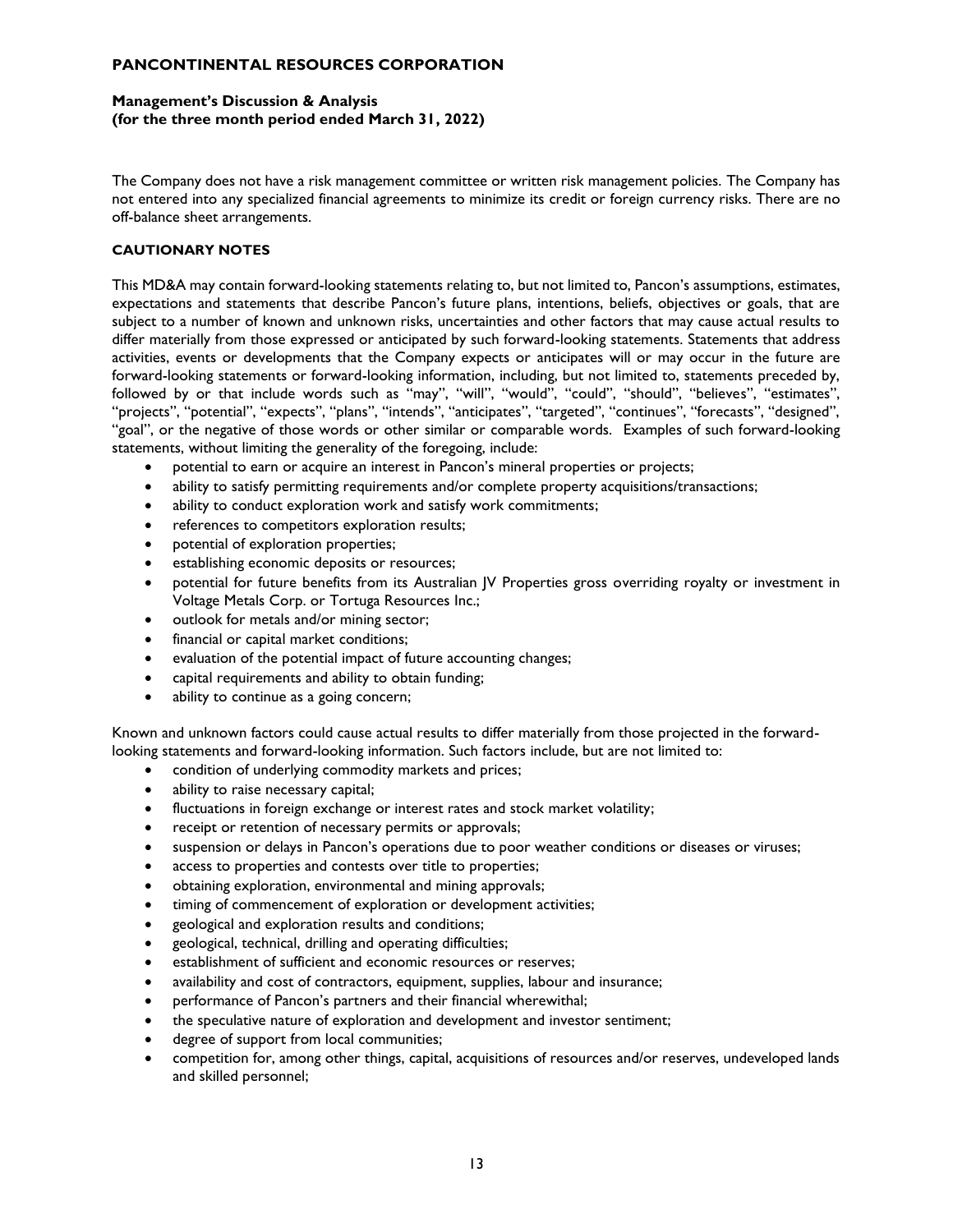The Company does not have a risk management committee or written risk management policies. The Company has not entered into any specialized financial agreements to minimize its credit or foreign currency risks. There are no off-balance sheet arrangements.

## CAUTIONARY NOTES

This MD&A may contain forward-looking statements relating to, but not limited to, Pancon's assumptions, estimates, expectations and statements that describe Pancon's future plans, intentions, beliefs, objectives or goals, that are subject to a number of known and unknown risks, uncertainties and other factors that may cause actual results to differ materially from those expressed or anticipated by such forward-looking statements. Statements that address activities, events or developments that the Company expects or anticipates will or may occur in the future are forward-looking statements or forward-looking information, including, but not limited to, statements preceded by, followed by or that include words such as "may", "will", "would", "could", "should", "believes", "estimates", "projects", "potential", "expects", "plans", "intends", "anticipates", "targeted", "continues", "forecasts", "designed", "goal", or the negative of those words or other similar or comparable words. Examples of such forward-looking statements, without limiting the generality of the foregoing, include:

- potential to earn or acquire an interest in Pancon's mineral properties or projects;
- ability to satisfy permitting requirements and/or complete property acquisitions/transactions;
- ability to conduct exploration work and satisfy work commitments;
- references to competitors exploration results;
- potential of exploration properties;
- establishing economic deposits or resources;
- potential for future benefits from its Australian JV Properties gross overriding royalty or investment in Voltage Metals Corp. or Tortuga Resources Inc.;
- outlook for metals and/or mining sector;
- financial or capital market conditions;
- evaluation of the potential impact of future accounting changes;
- capital requirements and ability to obtain funding;
- ability to continue as a going concern;

Known and unknown factors could cause actual results to differ materially from those projected in the forward-looking statements and forward-looking information. Such factors include, but are not limited to:

- condition of underlying commodity markets and prices;
- ability to raise necessary capital;
- fluctuations in foreign exchange or interest rates and stock market volatility;
- receipt or retention of necessary permits or approvals;
- suspension or delays in Pancon's operations due to poor weather conditions or diseases or viruses;
- access to properties and contests over title to properties;
- obtaining exploration, environmental and mining approvals;
- timing of commencement of exploration or development activities;
- geological and exploration results and conditions;
- geological, technical, drilling and operating difficulties;
- establishment of sufficient and economic resources or reserves;
- availability and cost of contractors, equipment, supplies, labour and insurance;
- performance of Pancon's partners and their financial wherewithal;
- the speculative nature of exploration and development and investor sentiment;
- degree of support from local communities;
- competition for, among other things, capital, acquisitions of resources and/or reserves, undeveloped lands and skilled personnel;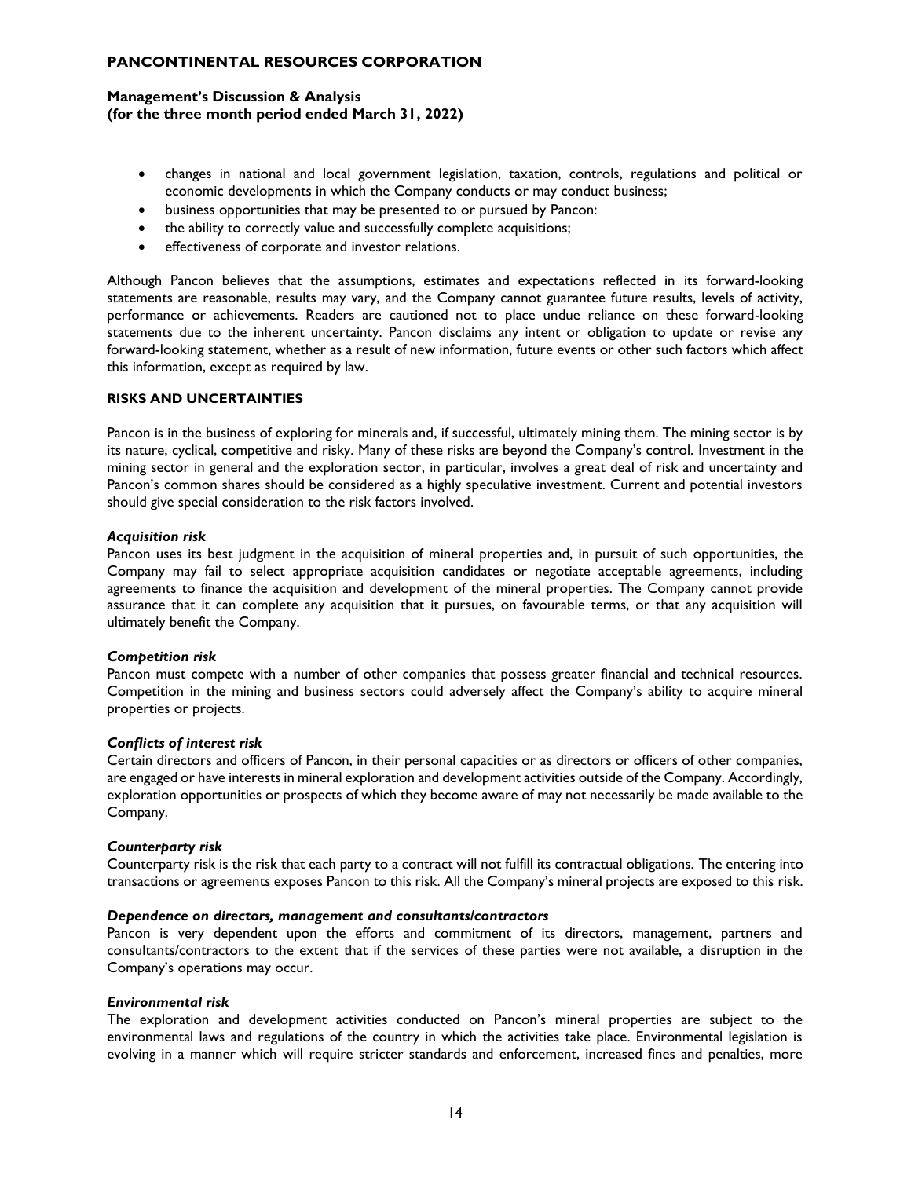- changes in national and local government legislation, taxation, controls, regulations and political or economic developments in which the Company conducts or may conduct business;
- business opportunities that may be presented to or pursued by Pancon:
- the ability to correctly value and successfully complete acquisitions;
- effectiveness of corporate and investor relations.

Although Pancon believes that the assumptions, estimates and expectations reflected in its forward-looking statements are reasonable, results may vary, and the Company cannot guarantee future results, levels of activity, performance or achievements. Readers are cautioned not to place undue reliance on these forward-looking statements due to the inherent uncertainty. Pancon disclaims any intent or obligation to update or revise any forward-looking statement, whether as a result of new information, future events or other such factors which affect this information, except as required by law.

## RISKS AND UNCERTAINTIES

Pancon is in the business of exploring for minerals and, if successful, ultimately mining them. The mining sector is by its nature, cyclical, competitive and risky. Many of these risks are beyond the Company's control. Investment in the mining sector in general and the exploration sector, in particular, involves a great deal of risk and uncertainty and Pancon's common shares should be considered as a highly speculative investment. Current and potential investors should give special consideration to the risk factors involved.

### *Acquisition risk*

Pancon uses its best judgment in the acquisition of mineral properties and, in pursuit of such opportunities, the Company may fail to select appropriate acquisition candidates or negotiate acceptable agreements, including agreements to finance the acquisition and development of the mineral properties. The Company cannot provide assurance that it can complete any acquisition that it pursues, on favourable terms, or that any acquisition will ultimately benefit the Company.

### *Competition risk*

Pancon must compete with a number of other companies that possess greater financial and technical resources. Competition in the mining and business sectors could adversely affect the Company's ability to acquire mineral properties or projects.

### *Conflicts of interest risk*

Certain directors and officers of Pancon, in their personal capacities or as directors or officers of other companies, are engaged or have interests in mineral exploration and development activities outside of the Company. Accordingly, exploration opportunities or prospects of which they become aware of may not necessarily be made available to the Company.

### *Counterparty risk*

Counterparty risk is the risk that each party to a contract will not fulfill its contractual obligations. The entering into transactions or agreements exposes Pancon to this risk. All the Company's mineral projects are exposed to this risk.

### *Dependence on directors, management and consultants/contractors*

Pancon is very dependent upon the efforts and commitment of its directors, management, partners and consultants/contractors to the extent that if the services of these parties were not available, a disruption in the Company's operations may occur.

### *Environmental risk*

The exploration and development activities conducted on Pancon's mineral properties are subject to the environmental laws and regulations of the country in which the activities take place. Environmental legislation is evolving in a manner which will require stricter standards and enforcement, increased fines and penalties, more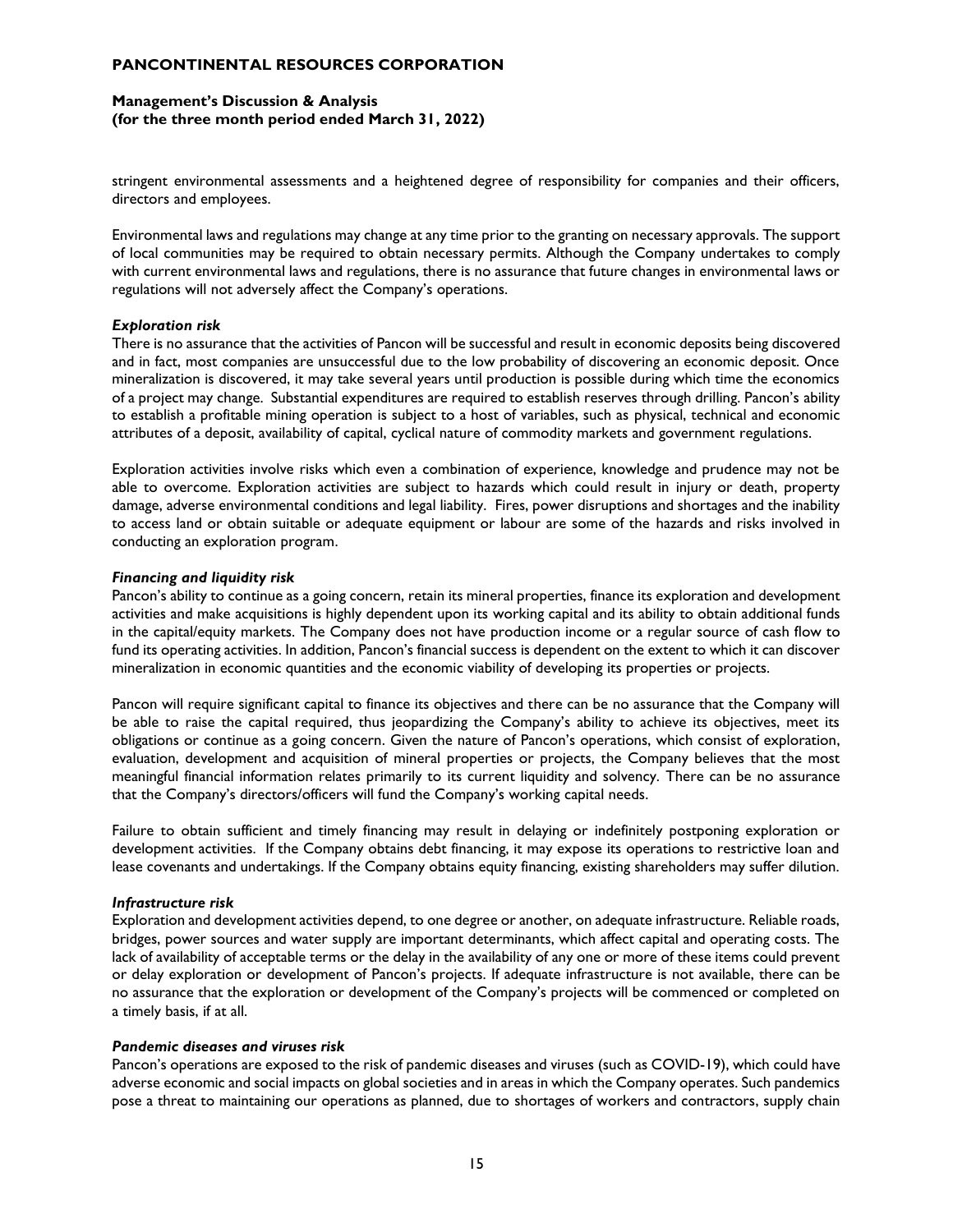stringent environmental assessments and a heightened degree of responsibility for companies and their officers, directors and employees.

Environmental laws and regulations may change at any time prior to the granting on necessary approvals. The support of local communities may be required to obtain necessary permits. Although the Company undertakes to comply with current environmental laws and regulations, there is no assurance that future changes in environmental laws or regulations will not adversely affect the Company's operations.

***Exploration risk***

There is no assurance that the activities of Pancon will be successful and result in economic deposits being discovered and in fact, most companies are unsuccessful due to the low probability of discovering an economic deposit. Once mineralization is discovered, it may take several years until production is possible during which time the economics of a project may change. Substantial expenditures are required to establish reserves through drilling. Pancon's ability to establish a profitable mining operation is subject to a host of variables, such as physical, technical and economic attributes of a deposit, availability of capital, cyclical nature of commodity markets and government regulations.

Exploration activities involve risks which even a combination of experience, knowledge and prudence may not be able to overcome. Exploration activities are subject to hazards which could result in injury or death, property damage, adverse environmental conditions and legal liability. Fires, power disruptions and shortages and the inability to access land or obtain suitable or adequate equipment or labour are some of the hazards and risks involved in conducting an exploration program.

***Financing and liquidity risk***

Pancon's ability to continue as a going concern, retain its mineral properties, finance its exploration and development activities and make acquisitions is highly dependent upon its working capital and its ability to obtain additional funds in the capital/equity markets. The Company does not have production income or a regular source of cash flow to fund its operating activities. In addition, Pancon's financial success is dependent on the extent to which it can discover mineralization in economic quantities and the economic viability of developing its properties or projects.

Pancon will require significant capital to finance its objectives and there can be no assurance that the Company will be able to raise the capital required, thus jeopardizing the Company's ability to achieve its objectives, meet its obligations or continue as a going concern. Given the nature of Pancon's operations, which consist of exploration, evaluation, development and acquisition of mineral properties or projects, the Company believes that the most meaningful financial information relates primarily to its current liquidity and solvency. There can be no assurance that the Company's directors/officers will fund the Company's working capital needs.

Failure to obtain sufficient and timely financing may result in delaying or indefinitely postponing exploration or development activities. If the Company obtains debt financing, it may expose its operations to restrictive loan and lease covenants and undertakings. If the Company obtains equity financing, existing shareholders may suffer dilution.

***Infrastructure risk***

Exploration and development activities depend, to one degree or another, on adequate infrastructure. Reliable roads, bridges, power sources and water supply are important determinants, which affect capital and operating costs. The lack of availability of acceptable terms or the delay in the availability of any one or more of these items could prevent or delay exploration or development of Pancon's projects. If adequate infrastructure is not available, there can be no assurance that the exploration or development of the Company's projects will be commenced or completed on a timely basis, if at all.

***Pandemic diseases and viruses risk***

Pancon's operations are exposed to the risk of pandemic diseases and viruses (such as COVID-19), which could have adverse economic and social impacts on global societies and in areas in which the Company operates. Such pandemics pose a threat to maintaining our operations as planned, due to shortages of workers and contractors, supply chain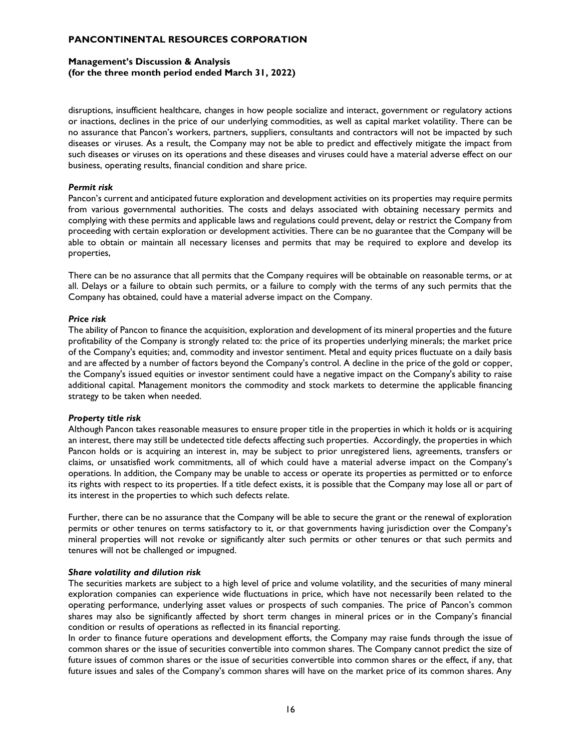disruptions, insufficient healthcare, changes in how people socialize and interact, government or regulatory actions or inactions, declines in the price of our underlying commodities, as well as capital market volatility. There can be no assurance that Pancon's workers, partners, suppliers, consultants and contractors will not be impacted by such diseases or viruses. As a result, the Company may not be able to predict and effectively mitigate the impact from such diseases or viruses on its operations and these diseases and viruses could have a material adverse effect on our business, operating results, financial condition and share price.

***Permit risk***

Pancon's current and anticipated future exploration and development activities on its properties may require permits from various governmental authorities. The costs and delays associated with obtaining necessary permits and complying with these permits and applicable laws and regulations could prevent, delay or restrict the Company from proceeding with certain exploration or development activities. There can be no guarantee that the Company will be able to obtain or maintain all necessary licenses and permits that may be required to explore and develop its properties,

There can be no assurance that all permits that the Company requires will be obtainable on reasonable terms, or at all. Delays or a failure to obtain such permits, or a failure to comply with the terms of any such permits that the Company has obtained, could have a material adverse impact on the Company.

***Price risk***

The ability of Pancon to finance the acquisition, exploration and development of its mineral properties and the future profitability of the Company is strongly related to: the price of its properties underlying minerals; the market price of the Company's equities; and, commodity and investor sentiment. Metal and equity prices fluctuate on a daily basis and are affected by a number of factors beyond the Company's control. A decline in the price of the gold or copper, the Company's issued equities or investor sentiment could have a negative impact on the Company's ability to raise additional capital. Management monitors the commodity and stock markets to determine the applicable financing strategy to be taken when needed.

***Property title risk***

Although Pancon takes reasonable measures to ensure proper title in the properties in which it holds or is acquiring an interest, there may still be undetected title defects affecting such properties. Accordingly, the properties in which Pancon holds or is acquiring an interest in, may be subject to prior unregistered liens, agreements, transfers or claims, or unsatisfied work commitments, all of which could have a material adverse impact on the Company's operations. In addition, the Company may be unable to access or operate its properties as permitted or to enforce its rights with respect to its properties. If a title defect exists, it is possible that the Company may lose all or part of its interest in the properties to which such defects relate.

Further, there can be no assurance that the Company will be able to secure the grant or the renewal of exploration permits or other tenures on terms satisfactory to it, or that governments having jurisdiction over the Company's mineral properties will not revoke or significantly alter such permits or other tenures or that such permits and tenures will not be challenged or impugned.

***Share volatility and dilution risk***

The securities markets are subject to a high level of price and volume volatility, and the securities of many mineral exploration companies can experience wide fluctuations in price, which have not necessarily been related to the operating performance, underlying asset values or prospects of such companies. The price of Pancon's common shares may also be significantly affected by short term changes in mineral prices or in the Company's financial condition or results of operations as reflected in its financial reporting.

In order to finance future operations and development efforts, the Company may raise funds through the issue of common shares or the issue of securities convertible into common shares. The Company cannot predict the size of future issues of common shares or the issue of securities convertible into common shares or the effect, if any, that future issues and sales of the Company's common shares will have on the market price of its common shares. Any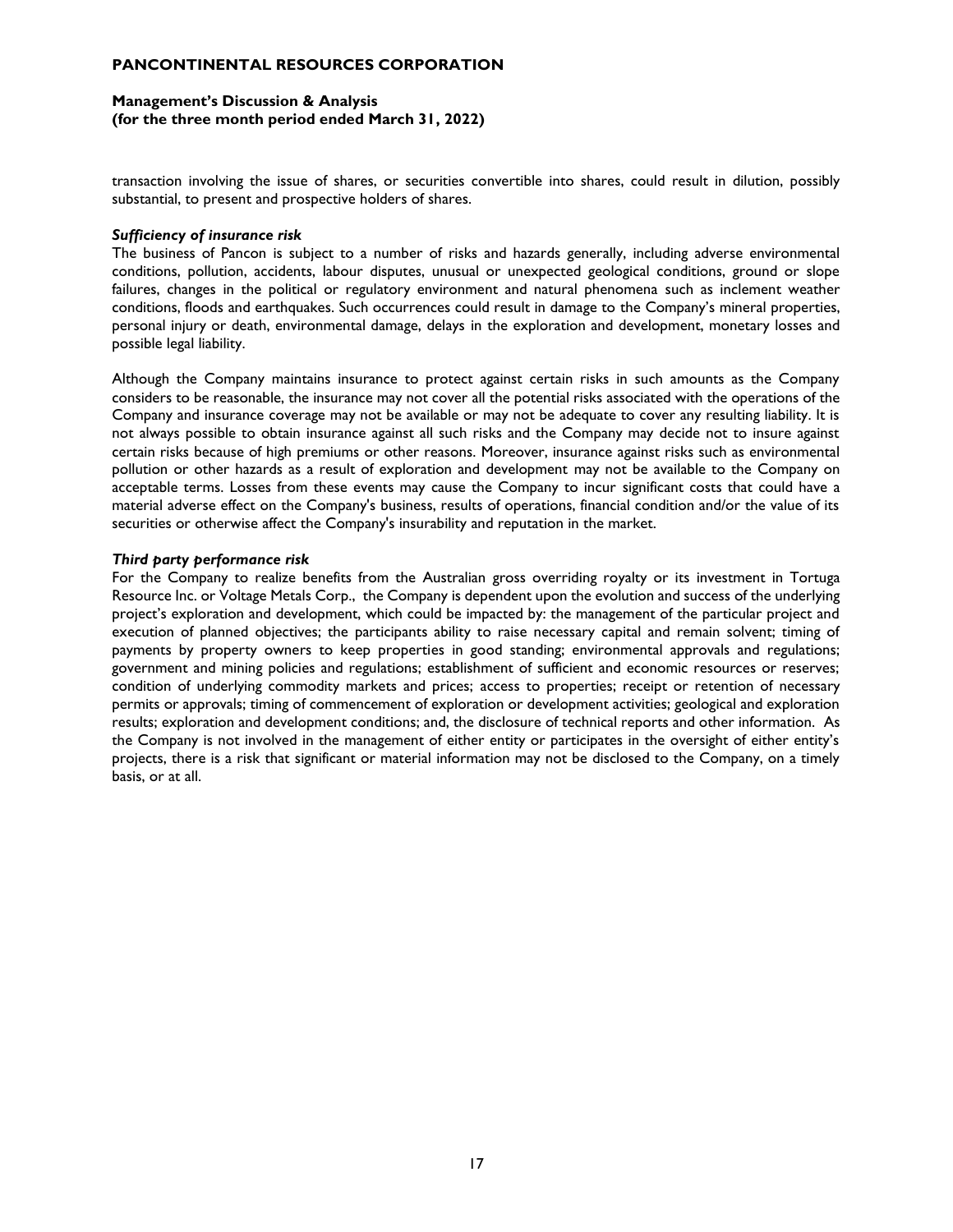transaction involving the issue of shares, or securities convertible into shares, could result in dilution, possibly substantial, to present and prospective holders of shares.

***Sufficiency of insurance risk***

The business of Pancon is subject to a number of risks and hazards generally, including adverse environmental conditions, pollution, accidents, labour disputes, unusual or unexpected geological conditions, ground or slope failures, changes in the political or regulatory environment and natural phenomena such as inclement weather conditions, floods and earthquakes. Such occurrences could result in damage to the Company's mineral properties, personal injury or death, environmental damage, delays in the exploration and development, monetary losses and possible legal liability.

Although the Company maintains insurance to protect against certain risks in such amounts as the Company considers to be reasonable, the insurance may not cover all the potential risks associated with the operations of the Company and insurance coverage may not be available or may not be adequate to cover any resulting liability. It is not always possible to obtain insurance against all such risks and the Company may decide not to insure against certain risks because of high premiums or other reasons. Moreover, insurance against risks such as environmental pollution or other hazards as a result of exploration and development may not be available to the Company on acceptable terms. Losses from these events may cause the Company to incur significant costs that could have a material adverse effect on the Company's business, results of operations, financial condition and/or the value of its securities or otherwise affect the Company's insurability and reputation in the market.

***Third party performance risk***

For the Company to realize benefits from the Australian gross overriding royalty or its investment in Tortuga Resource Inc. or Voltage Metals Corp., the Company is dependent upon the evolution and success of the underlying project's exploration and development, which could be impacted by: the management of the particular project and execution of planned objectives; the participants ability to raise necessary capital and remain solvent; timing of payments by property owners to keep properties in good standing; environmental approvals and regulations; government and mining policies and regulations; establishment of sufficient and economic resources or reserves; condition of underlying commodity markets and prices; access to properties; receipt or retention of necessary permits or approvals; timing of commencement of exploration or development activities; geological and exploration results; exploration and development conditions; and, the disclosure of technical reports and other information. As the Company is not involved in the management of either entity or participates in the oversight of either entity's projects, there is a risk that significant or material information may not be disclosed to the Company, on a timely basis, or at all.